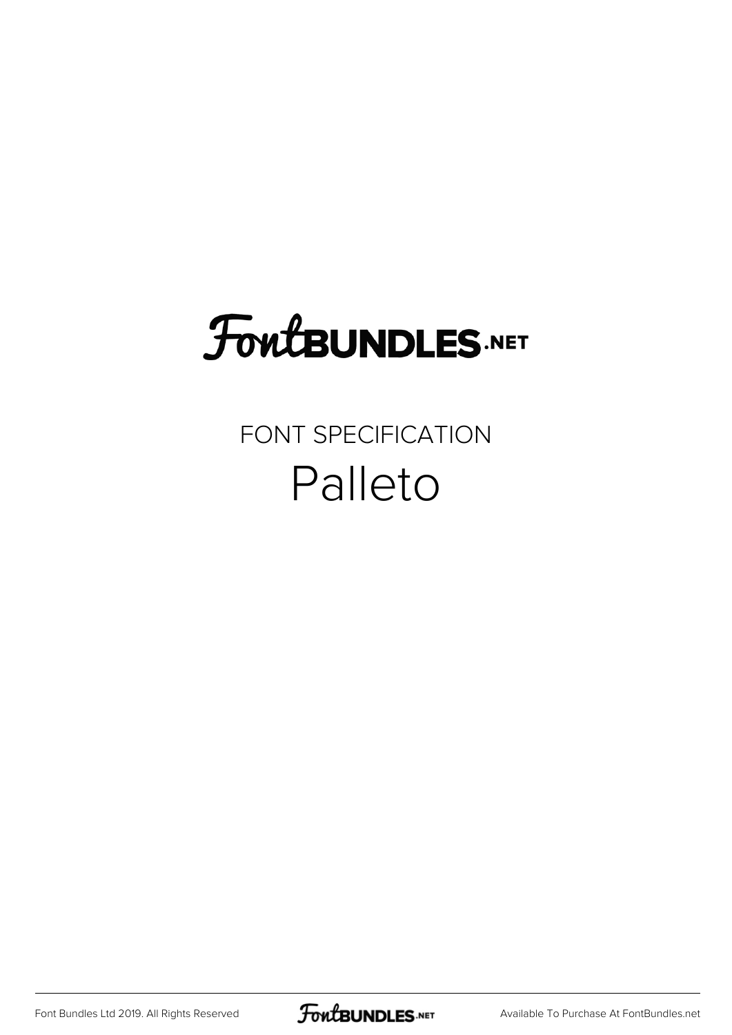# FontBUNDLES.NET

FONT SPECIFICATION

## Palleto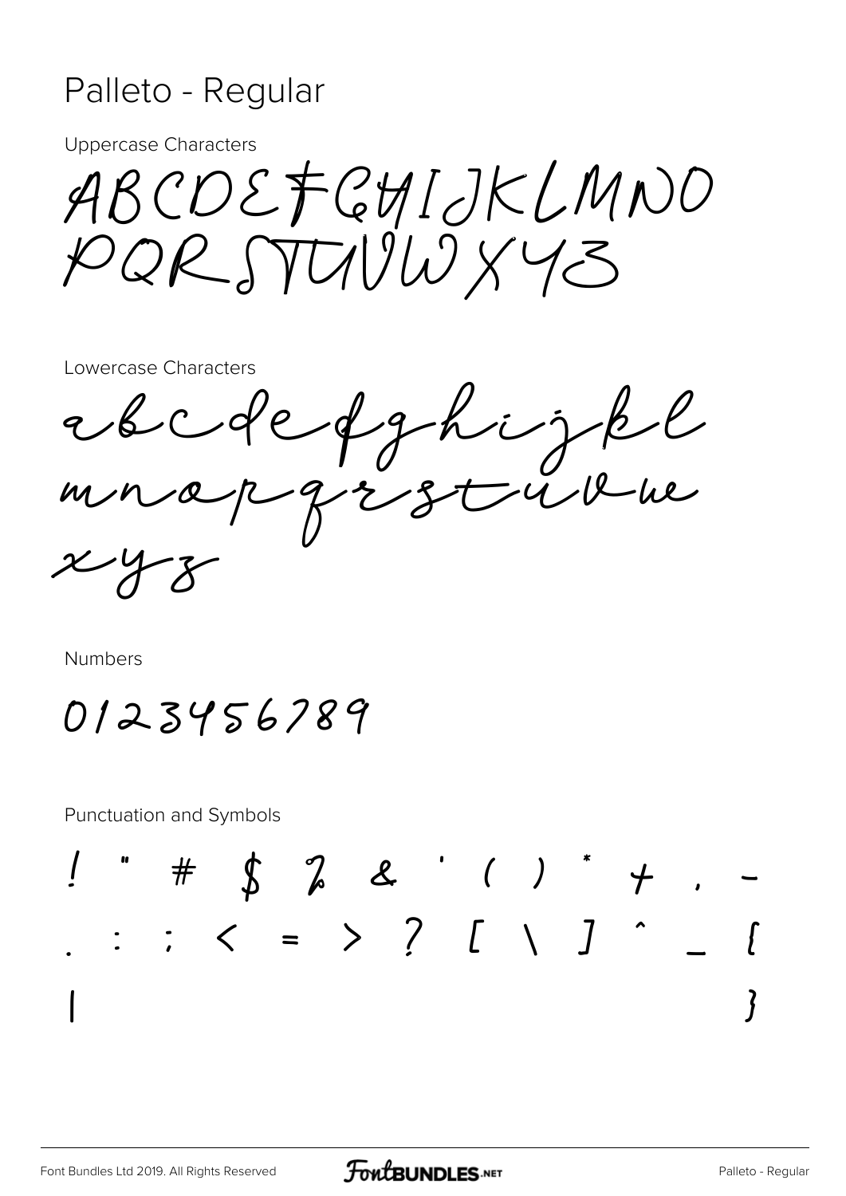# Palleto - Regular

Uppercase Characters

ABCDEFGHIJKLMNO
PQRSTUVWXYZ

Lowercase Characters

abcdefghijkl
mnopqrstuvw
xyz

Numbers

0123456789

Punctuation and Symbols

! " # $ % & ' ( ) * + , -
. : ; < = > ? [ \ ] ^ _ {
| }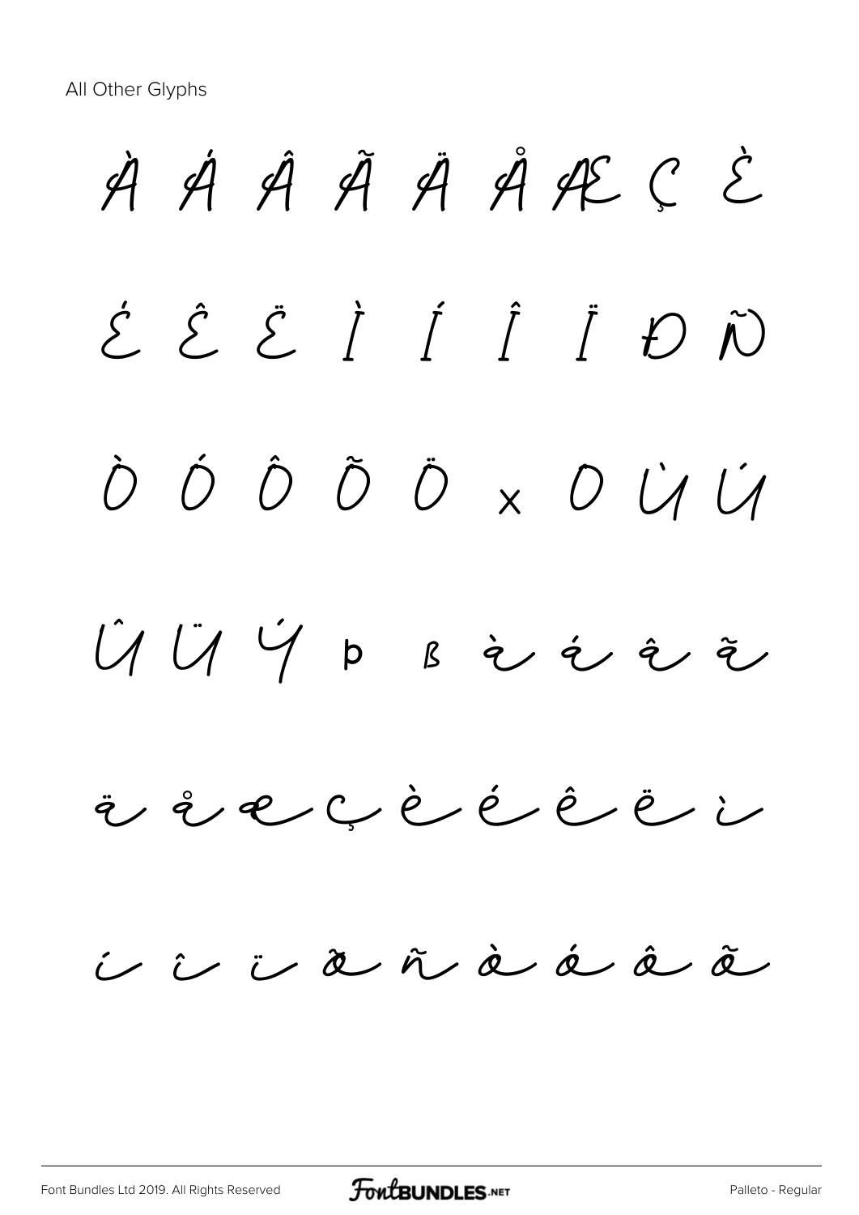All Other Glyphs

À Á Â Ã Ä Å Æ Ç È

É Ê Ë Ì Í Î Ï Ð Ñ

Ò Ó Ô Õ Ö × Ø Ù Ú

Û Ü Ý Þ ß à á â ã

ä å æ ç è é ê ë ì

í î ï ð ñ ò ó ô õ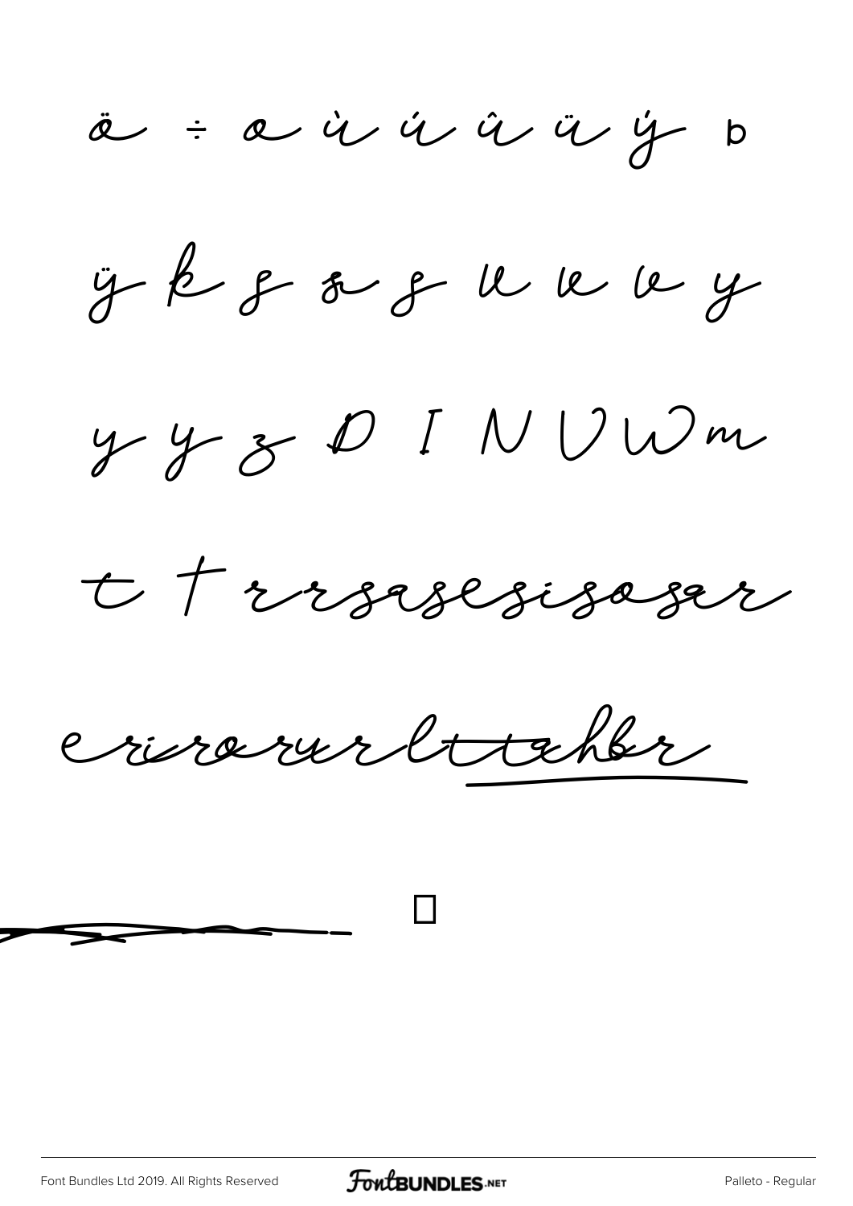ö ÷ ø ù ú û ü ý þ

ÿ

t †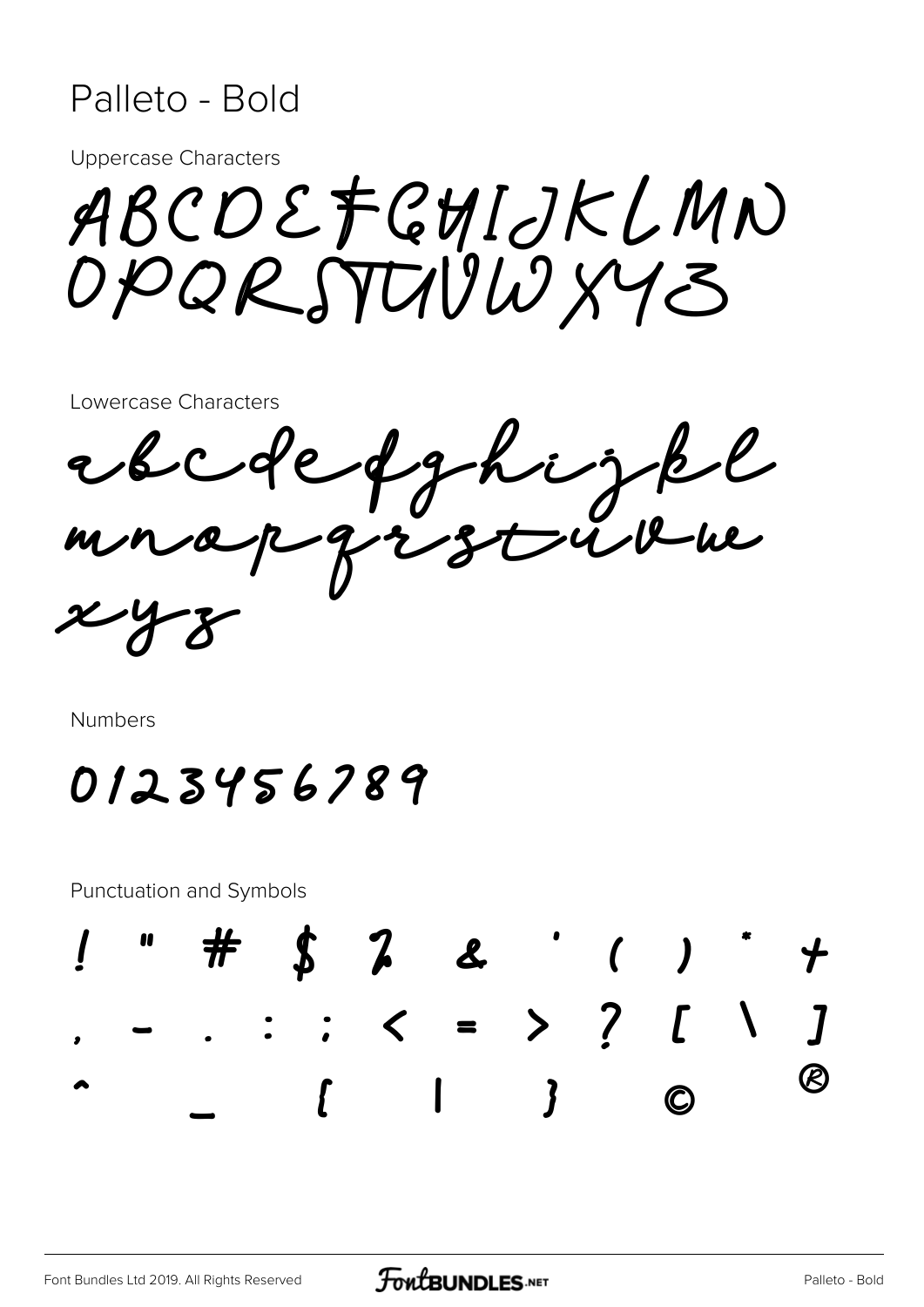# Palleto - Bold

Uppercase Characters

ABCDEFGHIJKLMN
OPQRSTUVWXYZ

Lowercase Characters

abcdefghijkl
mnopqrstuvw
xyz

Numbers

0123456789

Punctuation and Symbols

! " # $ % & ' ( ) * +
, - . : ; < = > ? [ \ ]
^ _ { | } © ®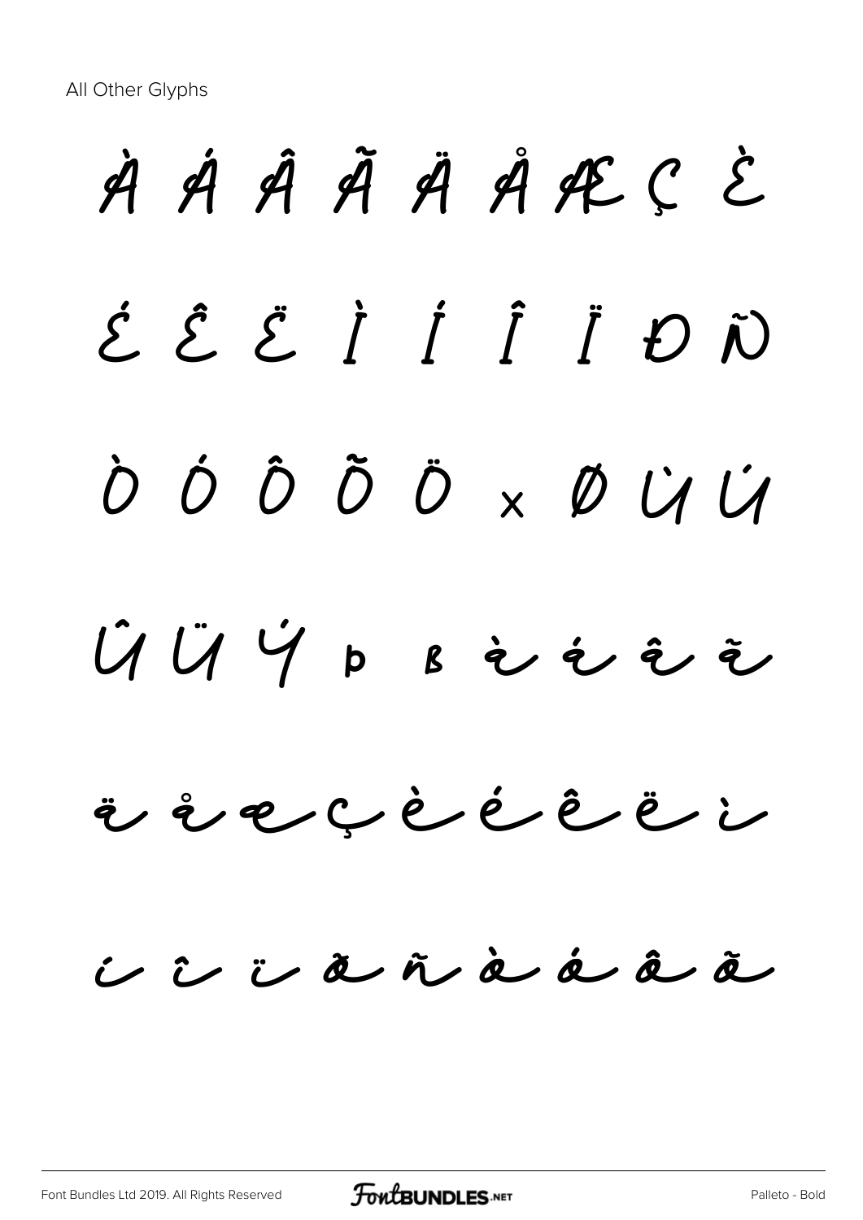All Other Glyphs

À Á Â Ã Ä Å Æ Ç È

É Ê Ë Ì Í Î Ï Đ Ñ

Ò Ó Ô Õ Ö × Ø Ù Ú

Û Ü Ý Þ ß à á â ã

ä å æ ç è é ê ë ì

í î ï ð ñ ò ó ô õ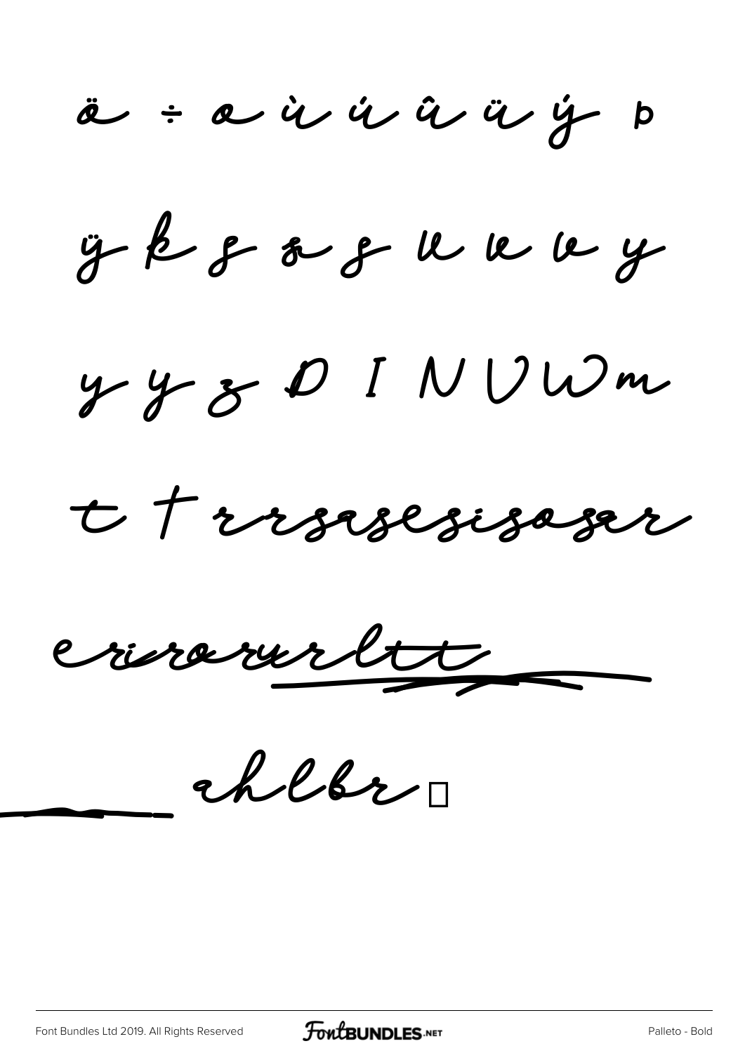ö ÷ ø ù ú û ü ý þ

ÿ ķ ſ ș ş ư ư ư y

y y ʒ Ɖ I N V W m

t † r r s a s e s i s o s e r

e r i r o r u r l t t ___

___ a h l b r □